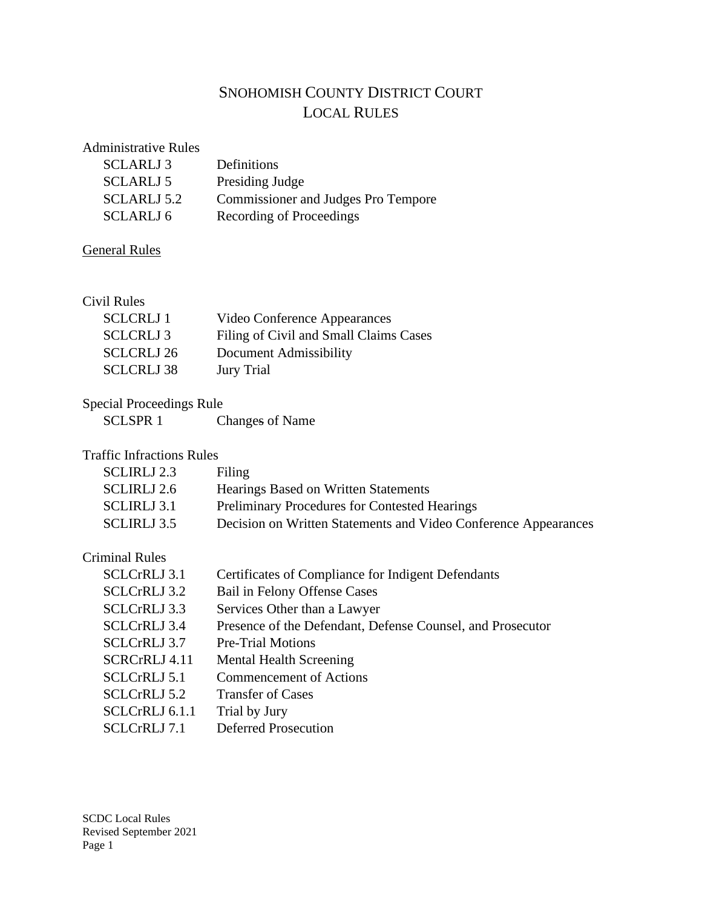# SNOHOMISH COUNTY DISTRICT COURT
# LOCAL RULES

Administrative Rules

| | |
|---|---|
| SCLARLJ 3 | Definitions |
| SCLARLJ 5 | Presiding Judge |
| SCLARLJ 5.2 | Commissioner and Judges Pro Tempore |
| SCLARLJ 6 | Recording of Proceedings |

General Rules

Civil Rules

| | |
|---|---|
| SCLCRLJ 1 | Video Conference Appearances |
| SCLCRLJ 3 | Filing of Civil and Small Claims Cases |
| SCLCRLJ 26 | Document Admissibility |
| SCLCRLJ 38 | Jury Trial |

Special Proceedings Rule

| | |
|---|---|
| SCLSPR 1 | Changes of Name |

Traffic Infractions Rules

| | |
|---|---|
| SCLIRLJ 2.3 | Filing |
| SCLIRLJ 2.6 | Hearings Based on Written Statements |
| SCLIRLJ 3.1 | Preliminary Procedures for Contested Hearings |
| SCLIRLJ 3.5 | Decision on Written Statements and Video Conference Appearances |

Criminal Rules

| | |
|---|---|
| SCLCrRLJ 3.1 | Certificates of Compliance for Indigent Defendants |
| SCLCrRLJ 3.2 | Bail in Felony Offense Cases |
| SCLCrRLJ 3.3 | Services Other than a Lawyer |
| SCLCrRLJ 3.4 | Presence of the Defendant, Defense Counsel, and Prosecutor |
| SCLCrRLJ 3.7 | Pre-Trial Motions |
| SCRCrRLJ 4.11 | Mental Health Screening |
| SCLCrRLJ 5.1 | Commencement of Actions |
| SCLCrRLJ 5.2 | Transfer of Cases |
| SCLCrRLJ 6.1.1 | Trial by Jury |
| SCLCrRLJ 7.1 | Deferred Prosecution |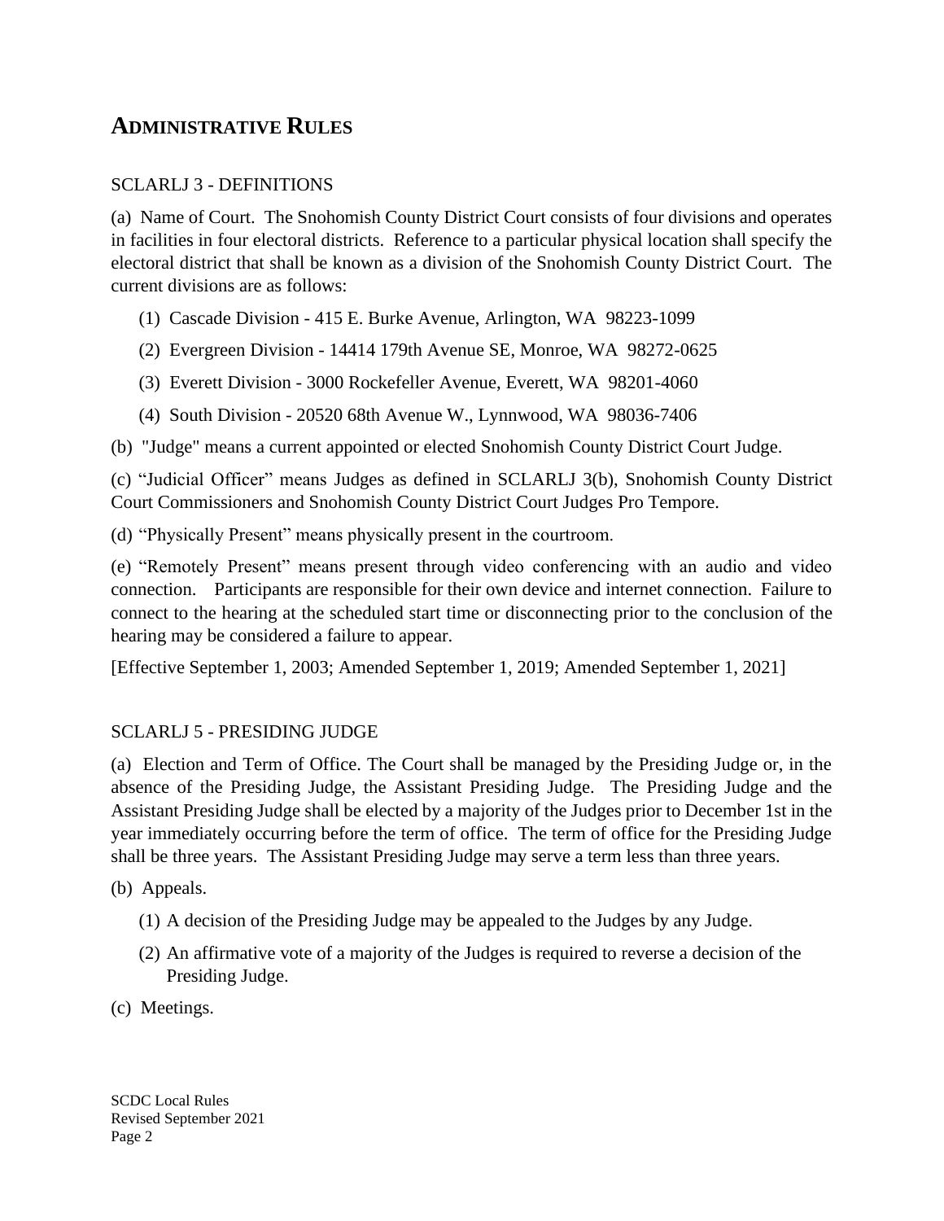## ADMINISTRATIVE RULES

SCLARLJ 3 - DEFINITIONS

(a) Name of Court. The Snohomish County District Court consists of four divisions and operates in facilities in four electoral districts. Reference to a particular physical location shall specify the electoral district that shall be known as a division of the Snohomish County District Court. The current divisions are as follows:

(1) Cascade Division - 415 E. Burke Avenue, Arlington, WA 98223-1099

(2) Evergreen Division - 14414 179th Avenue SE, Monroe, WA 98272-0625

(3) Everett Division - 3000 Rockefeller Avenue, Everett, WA 98201-4060

(4) South Division - 20520 68th Avenue W., Lynnwood, WA 98036-7406

(b) "Judge" means a current appointed or elected Snohomish County District Court Judge.

(c) "Judicial Officer" means Judges as defined in SCLARLJ 3(b), Snohomish County District Court Commissioners and Snohomish County District Court Judges Pro Tempore.

(d) "Physically Present" means physically present in the courtroom.

(e) "Remotely Present" means present through video conferencing with an audio and video connection. Participants are responsible for their own device and internet connection. Failure to connect to the hearing at the scheduled start time or disconnecting prior to the conclusion of the hearing may be considered a failure to appear.

[Effective September 1, 2003; Amended September 1, 2019; Amended September 1, 2021]

SCLARLJ 5 - PRESIDING JUDGE

(a) Election and Term of Office. The Court shall be managed by the Presiding Judge or, in the absence of the Presiding Judge, the Assistant Presiding Judge. The Presiding Judge and the Assistant Presiding Judge shall be elected by a majority of the Judges prior to December 1st in the year immediately occurring before the term of office. The term of office for the Presiding Judge shall be three years. The Assistant Presiding Judge may serve a term less than three years.

(b) Appeals.

(1) A decision of the Presiding Judge may be appealed to the Judges by any Judge.

(2) An affirmative vote of a majority of the Judges is required to reverse a decision of the Presiding Judge.

(c) Meetings.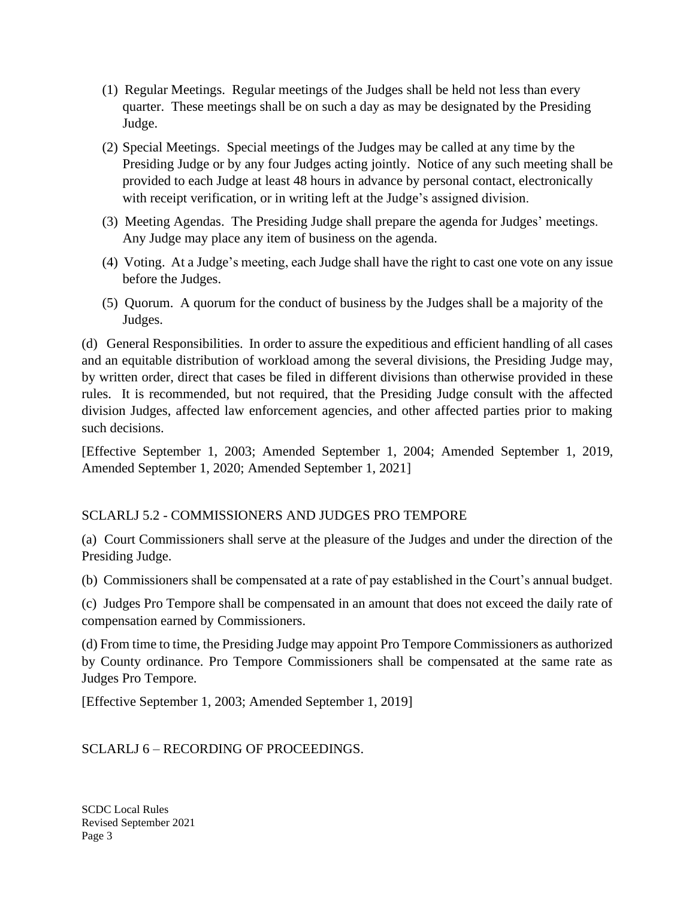(1) Regular Meetings. Regular meetings of the Judges shall be held not less than every quarter. These meetings shall be on such a day as may be designated by the Presiding Judge.

(2) Special Meetings. Special meetings of the Judges may be called at any time by the Presiding Judge or by any four Judges acting jointly. Notice of any such meeting shall be provided to each Judge at least 48 hours in advance by personal contact, electronically with receipt verification, or in writing left at the Judge's assigned division.

(3) Meeting Agendas. The Presiding Judge shall prepare the agenda for Judges' meetings. Any Judge may place any item of business on the agenda.

(4) Voting. At a Judge's meeting, each Judge shall have the right to cast one vote on any issue before the Judges.

(5) Quorum. A quorum for the conduct of business by the Judges shall be a majority of the Judges.

(d) General Responsibilities. In order to assure the expeditious and efficient handling of all cases and an equitable distribution of workload among the several divisions, the Presiding Judge may, by written order, direct that cases be filed in different divisions than otherwise provided in these rules. It is recommended, but not required, that the Presiding Judge consult with the affected division Judges, affected law enforcement agencies, and other affected parties prior to making such decisions.

[Effective September 1, 2003; Amended September 1, 2004; Amended September 1, 2019, Amended September 1, 2020; Amended September 1, 2021]

## SCLARLJ 5.2 - COMMISSIONERS AND JUDGES PRO TEMPORE

(a) Court Commissioners shall serve at the pleasure of the Judges and under the direction of the Presiding Judge.

(b) Commissioners shall be compensated at a rate of pay established in the Court's annual budget.

(c) Judges Pro Tempore shall be compensated in an amount that does not exceed the daily rate of compensation earned by Commissioners.

(d) From time to time, the Presiding Judge may appoint Pro Tempore Commissioners as authorized by County ordinance. Pro Tempore Commissioners shall be compensated at the same rate as Judges Pro Tempore.

[Effective September 1, 2003; Amended September 1, 2019]

## SCLARLJ 6 – RECORDING OF PROCEEDINGS.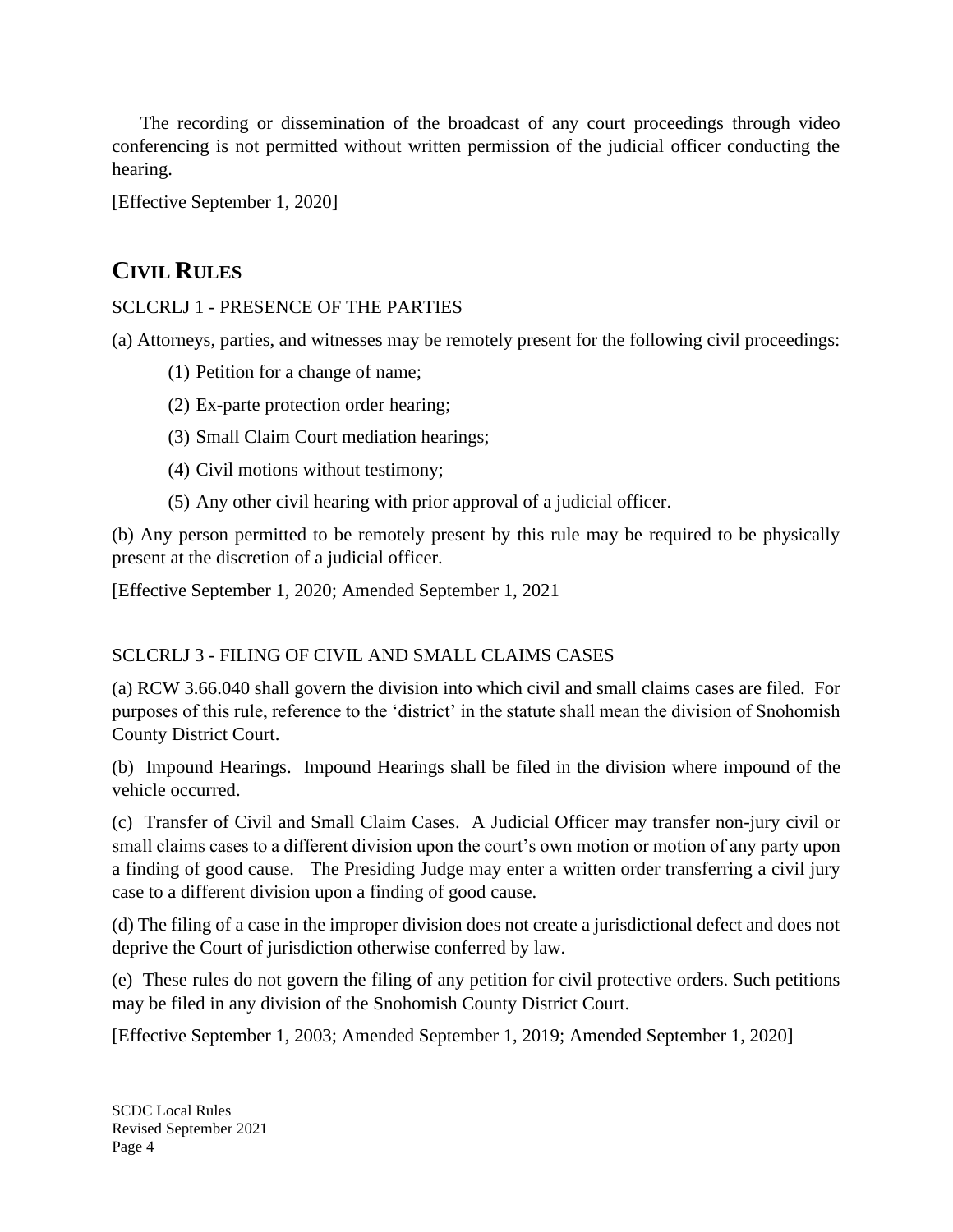The recording or dissemination of the broadcast of any court proceedings through video conferencing is not permitted without written permission of the judicial officer conducting the hearing.

[Effective September 1, 2020]

## CIVIL RULES

SCLCRLJ 1 - PRESENCE OF THE PARTIES

(a) Attorneys, parties, and witnesses may be remotely present for the following civil proceedings:

(1) Petition for a change of name;

(2) Ex-parte protection order hearing;

(3) Small Claim Court mediation hearings;

(4) Civil motions without testimony;

(5) Any other civil hearing with prior approval of a judicial officer.

(b) Any person permitted to be remotely present by this rule may be required to be physically present at the discretion of a judicial officer.

[Effective September 1, 2020; Amended September 1, 2021

SCLCRLJ 3 - FILING OF CIVIL AND SMALL CLAIMS CASES

(a) RCW 3.66.040 shall govern the division into which civil and small claims cases are filed. For purposes of this rule, reference to the 'district' in the statute shall mean the division of Snohomish County District Court.

(b) Impound Hearings. Impound Hearings shall be filed in the division where impound of the vehicle occurred.

(c) Transfer of Civil and Small Claim Cases. A Judicial Officer may transfer non-jury civil or small claims cases to a different division upon the court's own motion or motion of any party upon a finding of good cause. The Presiding Judge may enter a written order transferring a civil jury case to a different division upon a finding of good cause.

(d) The filing of a case in the improper division does not create a jurisdictional defect and does not deprive the Court of jurisdiction otherwise conferred by law.

(e) These rules do not govern the filing of any petition for civil protective orders. Such petitions may be filed in any division of the Snohomish County District Court.

[Effective September 1, 2003; Amended September 1, 2019; Amended September 1, 2020]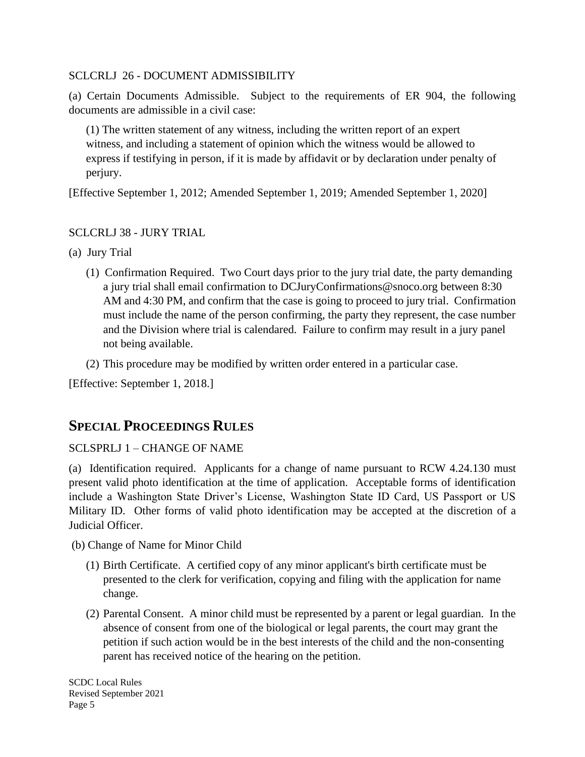SCLCRLJ 26 - DOCUMENT ADMISSIBILITY

(a) Certain Documents Admissible. Subject to the requirements of ER 904, the following documents are admissible in a civil case:

(1) The written statement of any witness, including the written report of an expert witness, and including a statement of opinion which the witness would be allowed to express if testifying in person, if it is made by affidavit or by declaration under penalty of perjury.

[Effective September 1, 2012; Amended September 1, 2019; Amended September 1, 2020]

SCLCRLJ 38 - JURY TRIAL

(a) Jury Trial

(1) Confirmation Required. Two Court days prior to the jury trial date, the party demanding a jury trial shall email confirmation to DCJuryConfirmations@snoco.org between 8:30 AM and 4:30 PM, and confirm that the case is going to proceed to jury trial. Confirmation must include the name of the person confirming, the party they represent, the case number and the Division where trial is calendared. Failure to confirm may result in a jury panel not being available.

(2) This procedure may be modified by written order entered in a particular case.

[Effective: September 1, 2018.]

## SPECIAL PROCEEDINGS RULES

SCLSPRLJ 1 – CHANGE OF NAME

(a) Identification required. Applicants for a change of name pursuant to RCW 4.24.130 must present valid photo identification at the time of application. Acceptable forms of identification include a Washington State Driver's License, Washington State ID Card, US Passport or US Military ID. Other forms of valid photo identification may be accepted at the discretion of a Judicial Officer.

(b) Change of Name for Minor Child

(1) Birth Certificate. A certified copy of any minor applicant's birth certificate must be presented to the clerk for verification, copying and filing with the application for name change.

(2) Parental Consent. A minor child must be represented by a parent or legal guardian. In the absence of consent from one of the biological or legal parents, the court may grant the petition if such action would be in the best interests of the child and the non-consenting parent has received notice of the hearing on the petition.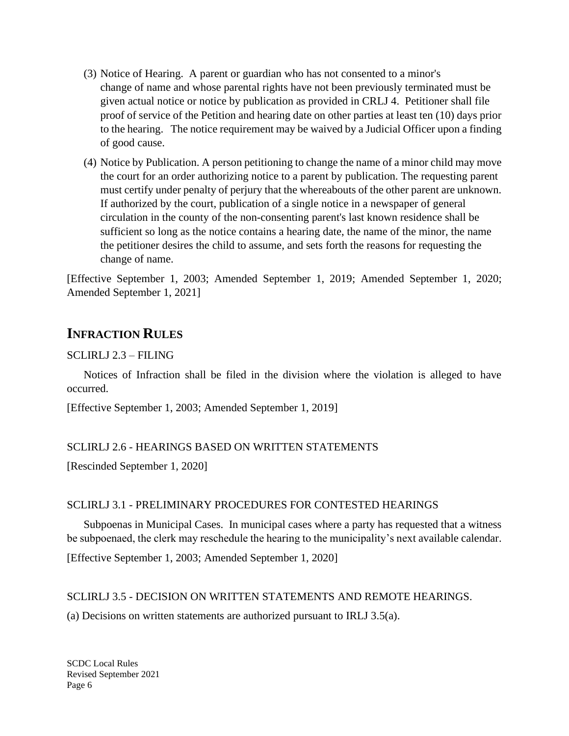(3) Notice of Hearing. A parent or guardian who has not consented to a minor's change of name and whose parental rights have not been previously terminated must be given actual notice or notice by publication as provided in CRLJ 4. Petitioner shall file proof of service of the Petition and hearing date on other parties at least ten (10) days prior to the hearing. The notice requirement may be waived by a Judicial Officer upon a finding of good cause.

(4) Notice by Publication. A person petitioning to change the name of a minor child may move the court for an order authorizing notice to a parent by publication. The requesting parent must certify under penalty of perjury that the whereabouts of the other parent are unknown. If authorized by the court, publication of a single notice in a newspaper of general circulation in the county of the non-consenting parent's last known residence shall be sufficient so long as the notice contains a hearing date, the name of the minor, the name the petitioner desires the child to assume, and sets forth the reasons for requesting the change of name.

[Effective September 1, 2003; Amended September 1, 2019; Amended September 1, 2020; Amended September 1, 2021]

## INFRACTION RULES

SCLIRLJ 2.3 – FILING

Notices of Infraction shall be filed in the division where the violation is alleged to have occurred.

[Effective September 1, 2003; Amended September 1, 2019]

SCLIRLJ 2.6 - HEARINGS BASED ON WRITTEN STATEMENTS

[Rescinded September 1, 2020]

SCLIRLJ 3.1 - PRELIMINARY PROCEDURES FOR CONTESTED HEARINGS

Subpoenas in Municipal Cases. In municipal cases where a party has requested that a witness be subpoenaed, the clerk may reschedule the hearing to the municipality's next available calendar.

[Effective September 1, 2003; Amended September 1, 2020]

SCLIRLJ 3.5 - DECISION ON WRITTEN STATEMENTS AND REMOTE HEARINGS.

(a) Decisions on written statements are authorized pursuant to IRLJ 3.5(a).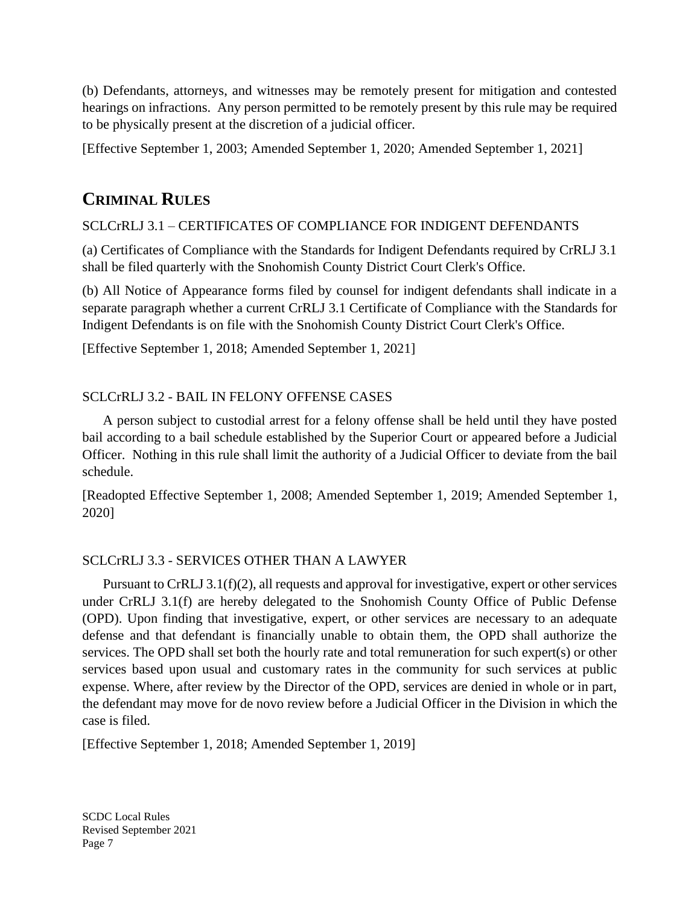(b) Defendants, attorneys, and witnesses may be remotely present for mitigation and contested hearings on infractions. Any person permitted to be remotely present by this rule may be required to be physically present at the discretion of a judicial officer.

[Effective September 1, 2003; Amended September 1, 2020; Amended September 1, 2021]

## CRIMINAL RULES

SCLCrRLJ 3.1 – CERTIFICATES OF COMPLIANCE FOR INDIGENT DEFENDANTS

(a) Certificates of Compliance with the Standards for Indigent Defendants required by CrRLJ 3.1 shall be filed quarterly with the Snohomish County District Court Clerk's Office.

(b) All Notice of Appearance forms filed by counsel for indigent defendants shall indicate in a separate paragraph whether a current CrRLJ 3.1 Certificate of Compliance with the Standards for Indigent Defendants is on file with the Snohomish County District Court Clerk's Office.

[Effective September 1, 2018; Amended September 1, 2021]

SCLCrRLJ 3.2 - BAIL IN FELONY OFFENSE CASES

A person subject to custodial arrest for a felony offense shall be held until they have posted bail according to a bail schedule established by the Superior Court or appeared before a Judicial Officer. Nothing in this rule shall limit the authority of a Judicial Officer to deviate from the bail schedule.

[Readopted Effective September 1, 2008; Amended September 1, 2019; Amended September 1, 2020]

SCLCrRLJ 3.3 - SERVICES OTHER THAN A LAWYER

Pursuant to CrRLJ 3.1(f)(2), all requests and approval for investigative, expert or other services under CrRLJ 3.1(f) are hereby delegated to the Snohomish County Office of Public Defense (OPD). Upon finding that investigative, expert, or other services are necessary to an adequate defense and that defendant is financially unable to obtain them, the OPD shall authorize the services. The OPD shall set both the hourly rate and total remuneration for such expert(s) or other services based upon usual and customary rates in the community for such services at public expense. Where, after review by the Director of the OPD, services are denied in whole or in part, the defendant may move for de novo review before a Judicial Officer in the Division in which the case is filed.

[Effective September 1, 2018; Amended September 1, 2019]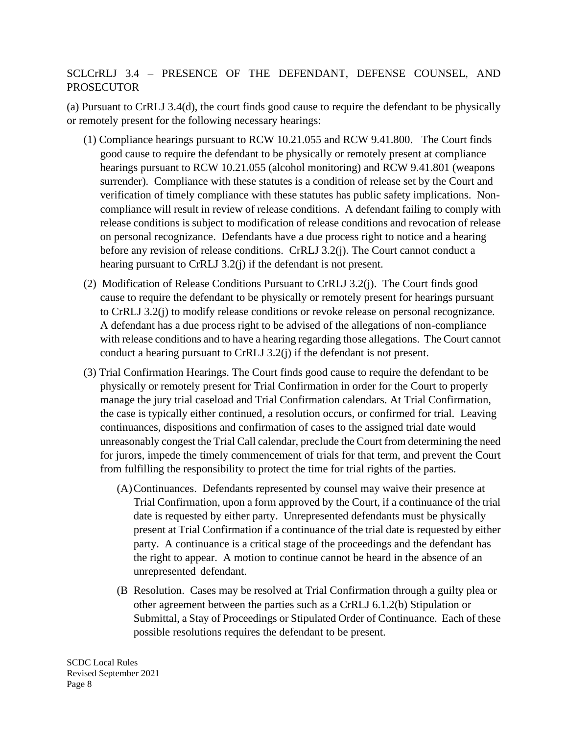## SCLCrRLJ 3.4 – PRESENCE OF THE DEFENDANT, DEFENSE COUNSEL, AND PROSECUTOR

(a) Pursuant to CrRLJ 3.4(d), the court finds good cause to require the defendant to be physically or remotely present for the following necessary hearings:

(1) Compliance hearings pursuant to RCW 10.21.055 and RCW 9.41.800. The Court finds good cause to require the defendant to be physically or remotely present at compliance hearings pursuant to RCW 10.21.055 (alcohol monitoring) and RCW 9.41.801 (weapons surrender). Compliance with these statutes is a condition of release set by the Court and verification of timely compliance with these statutes has public safety implications. Non-compliance will result in review of release conditions. A defendant failing to comply with release conditions is subject to modification of release conditions and revocation of release on personal recognizance. Defendants have a due process right to notice and a hearing before any revision of release conditions. CrRLJ 3.2(j). The Court cannot conduct a hearing pursuant to CrRLJ 3.2(j) if the defendant is not present.

(2) Modification of Release Conditions Pursuant to CrRLJ 3.2(j). The Court finds good cause to require the defendant to be physically or remotely present for hearings pursuant to CrRLJ 3.2(j) to modify release conditions or revoke release on personal recognizance. A defendant has a due process right to be advised of the allegations of non-compliance with release conditions and to have a hearing regarding those allegations. The Court cannot conduct a hearing pursuant to CrRLJ 3.2(j) if the defendant is not present.

(3) Trial Confirmation Hearings. The Court finds good cause to require the defendant to be physically or remotely present for Trial Confirmation in order for the Court to properly manage the jury trial caseload and Trial Confirmation calendars. At Trial Confirmation, the case is typically either continued, a resolution occurs, or confirmed for trial. Leaving continuances, dispositions and confirmation of cases to the assigned trial date would unreasonably congest the Trial Call calendar, preclude the Court from determining the need for jurors, impede the timely commencement of trials for that term, and prevent the Court from fulfilling the responsibility to protect the time for trial rights of the parties.

(A) Continuances. Defendants represented by counsel may waive their presence at Trial Confirmation, upon a form approved by the Court, if a continuance of the trial date is requested by either party. Unrepresented defendants must be physically present at Trial Confirmation if a continuance of the trial date is requested by either party. A continuance is a critical stage of the proceedings and the defendant has the right to appear. A motion to continue cannot be heard in the absence of an unrepresented defendant.

(B Resolution. Cases may be resolved at Trial Confirmation through a guilty plea or other agreement between the parties such as a CrRLJ 6.1.2(b) Stipulation or Submittal, a Stay of Proceedings or Stipulated Order of Continuance. Each of these possible resolutions requires the defendant to be present.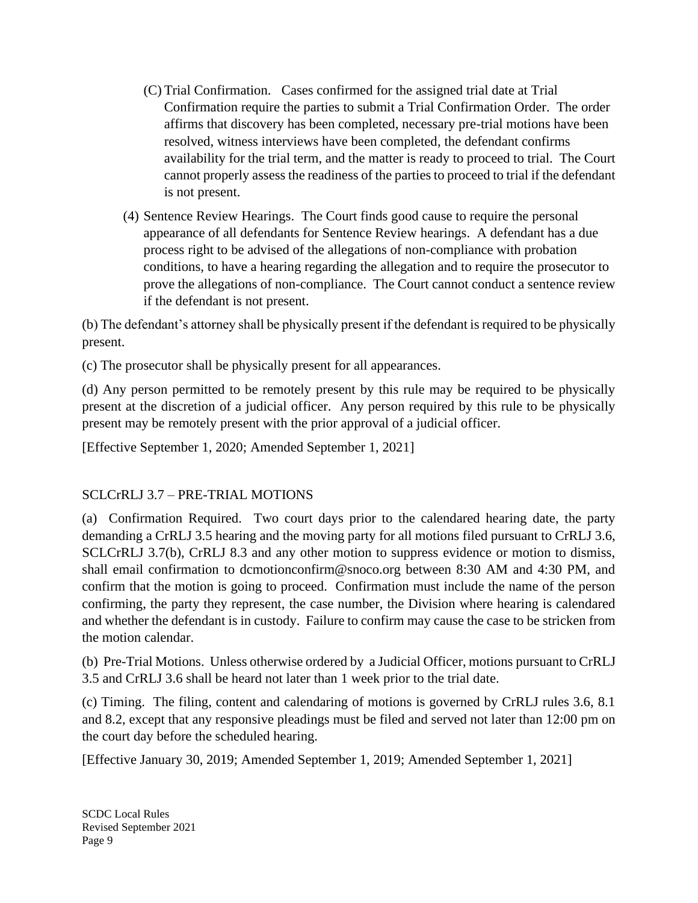(C) Trial Confirmation. Cases confirmed for the assigned trial date at Trial Confirmation require the parties to submit a Trial Confirmation Order. The order affirms that discovery has been completed, necessary pre-trial motions have been resolved, witness interviews have been completed, the defendant confirms availability for the trial term, and the matter is ready to proceed to trial. The Court cannot properly assess the readiness of the parties to proceed to trial if the defendant is not present.

(4) Sentence Review Hearings. The Court finds good cause to require the personal appearance of all defendants for Sentence Review hearings. A defendant has a due process right to be advised of the allegations of non-compliance with probation conditions, to have a hearing regarding the allegation and to require the prosecutor to prove the allegations of non-compliance. The Court cannot conduct a sentence review if the defendant is not present.

(b) The defendant's attorney shall be physically present if the defendant is required to be physically present.

(c) The prosecutor shall be physically present for all appearances.

(d) Any person permitted to be remotely present by this rule may be required to be physically present at the discretion of a judicial officer. Any person required by this rule to be physically present may be remotely present with the prior approval of a judicial officer.

[Effective September 1, 2020; Amended September 1, 2021]

## SCLCrRLJ 3.7 – PRE-TRIAL MOTIONS

(a) Confirmation Required. Two court days prior to the calendared hearing date, the party demanding a CrRLJ 3.5 hearing and the moving party for all motions filed pursuant to CrRLJ 3.6, SCLCrRLJ 3.7(b), CrRLJ 8.3 and any other motion to suppress evidence or motion to dismiss, shall email confirmation to dcmotionconfirm@snoco.org between 8:30 AM and 4:30 PM, and confirm that the motion is going to proceed. Confirmation must include the name of the person confirming, the party they represent, the case number, the Division where hearing is calendared and whether the defendant is in custody. Failure to confirm may cause the case to be stricken from the motion calendar.

(b) Pre-Trial Motions. Unless otherwise ordered by a Judicial Officer, motions pursuant to CrRLJ 3.5 and CrRLJ 3.6 shall be heard not later than 1 week prior to the trial date.

(c) Timing. The filing, content and calendaring of motions is governed by CrRLJ rules 3.6, 8.1 and 8.2, except that any responsive pleadings must be filed and served not later than 12:00 pm on the court day before the scheduled hearing.

[Effective January 30, 2019; Amended September 1, 2019; Amended September 1, 2021]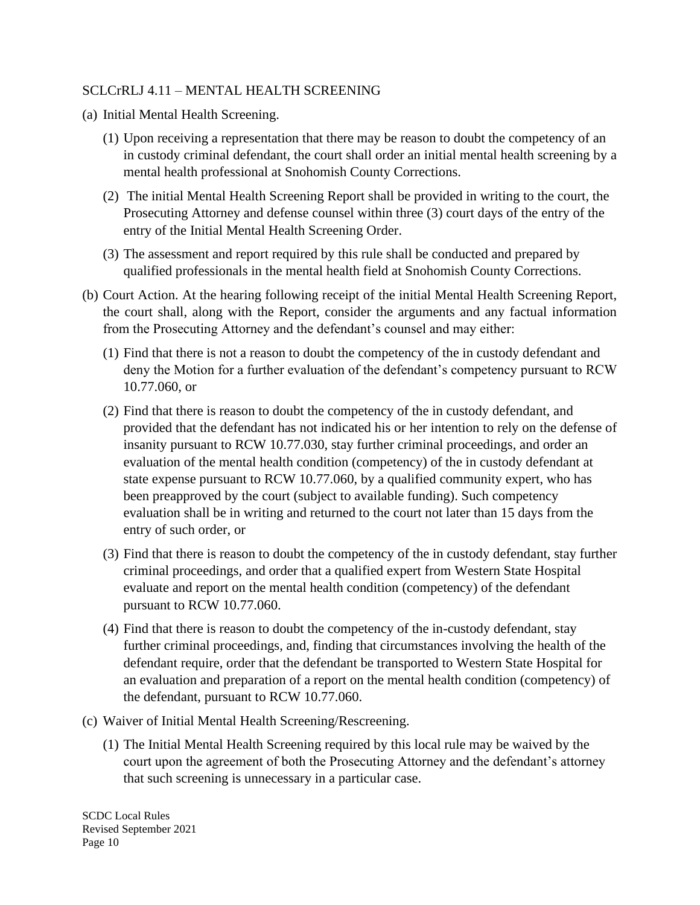SCLCrRLJ 4.11 – MENTAL HEALTH SCREENING

(a) Initial Mental Health Screening.

   (1) Upon receiving a representation that there may be reason to doubt the competency of an in custody criminal defendant, the court shall order an initial mental health screening by a mental health professional at Snohomish County Corrections.

   (2) The initial Mental Health Screening Report shall be provided in writing to the court, the Prosecuting Attorney and defense counsel within three (3) court days of the entry of the entry of the Initial Mental Health Screening Order.

   (3) The assessment and report required by this rule shall be conducted and prepared by qualified professionals in the mental health field at Snohomish County Corrections.

(b) Court Action. At the hearing following receipt of the initial Mental Health Screening Report, the court shall, along with the Report, consider the arguments and any factual information from the Prosecuting Attorney and the defendant's counsel and may either:

   (1) Find that there is not a reason to doubt the competency of the in custody defendant and deny the Motion for a further evaluation of the defendant's competency pursuant to RCW 10.77.060, or

   (2) Find that there is reason to doubt the competency of the in custody defendant, and provided that the defendant has not indicated his or her intention to rely on the defense of insanity pursuant to RCW 10.77.030, stay further criminal proceedings, and order an evaluation of the mental health condition (competency) of the in custody defendant at state expense pursuant to RCW 10.77.060, by a qualified community expert, who has been preapproved by the court (subject to available funding). Such competency evaluation shall be in writing and returned to the court not later than 15 days from the entry of such order, or

   (3) Find that there is reason to doubt the competency of the in custody defendant, stay further criminal proceedings, and order that a qualified expert from Western State Hospital evaluate and report on the mental health condition (competency) of the defendant pursuant to RCW 10.77.060.

   (4) Find that there is reason to doubt the competency of the in-custody defendant, stay further criminal proceedings, and, finding that circumstances involving the health of the defendant require, order that the defendant be transported to Western State Hospital for an evaluation and preparation of a report on the mental health condition (competency) of the defendant, pursuant to RCW 10.77.060.

(c) Waiver of Initial Mental Health Screening/Rescreening.

   (1) The Initial Mental Health Screening required by this local rule may be waived by the court upon the agreement of both the Prosecuting Attorney and the defendant's attorney that such screening is unnecessary in a particular case.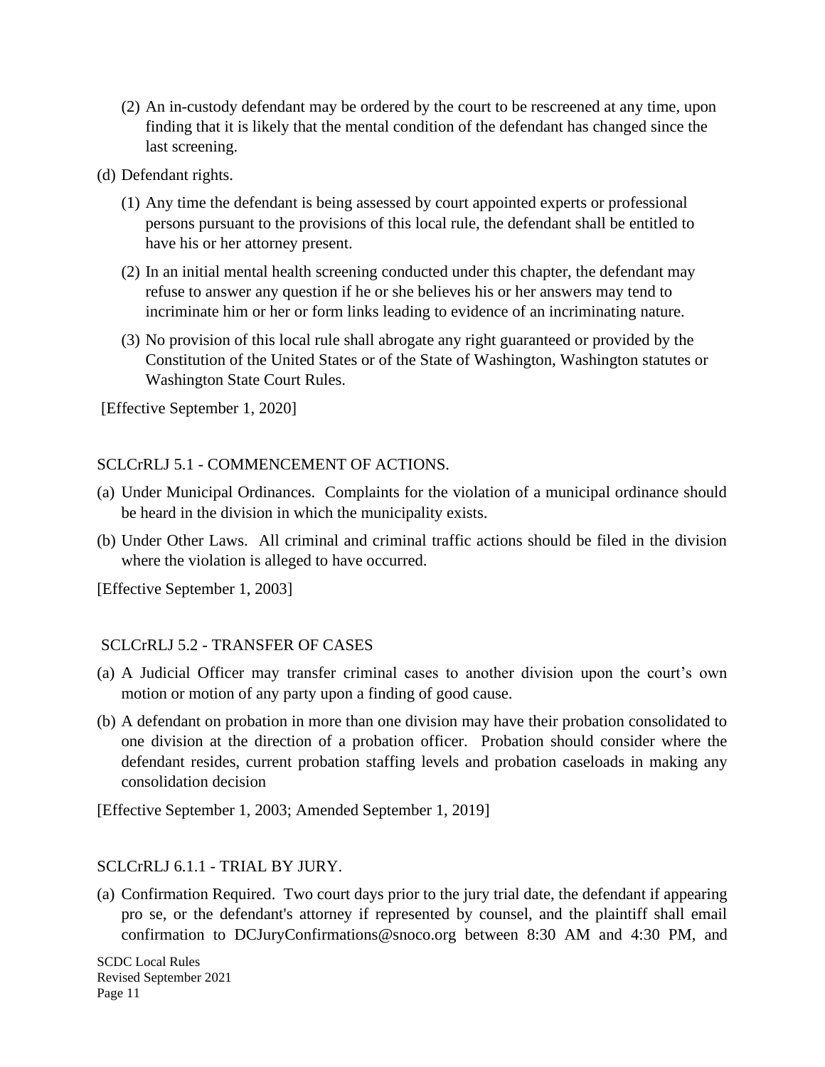(2) An in-custody defendant may be ordered by the court to be rescreened at any time, upon finding that it is likely that the mental condition of the defendant has changed since the last screening.

(d) Defendant rights.

(1) Any time the defendant is being assessed by court appointed experts or professional persons pursuant to the provisions of this local rule, the defendant shall be entitled to have his or her attorney present.

(2) In an initial mental health screening conducted under this chapter, the defendant may refuse to answer any question if he or she believes his or her answers may tend to incriminate him or her or form links leading to evidence of an incriminating nature.

(3) No provision of this local rule shall abrogate any right guaranteed or provided by the Constitution of the United States or of the State of Washington, Washington statutes or Washington State Court Rules.

[Effective September 1, 2020]

## SCLCrRLJ 5.1 - COMMENCEMENT OF ACTIONS.

(a) Under Municipal Ordinances. Complaints for the violation of a municipal ordinance should be heard in the division in which the municipality exists.

(b) Under Other Laws. All criminal and criminal traffic actions should be filed in the division where the violation is alleged to have occurred.

[Effective September 1, 2003]

## SCLCrRLJ 5.2 - TRANSFER OF CASES

(a) A Judicial Officer may transfer criminal cases to another division upon the court's own motion or motion of any party upon a finding of good cause.

(b) A defendant on probation in more than one division may have their probation consolidated to one division at the direction of a probation officer. Probation should consider where the defendant resides, current probation staffing levels and probation caseloads in making any consolidation decision

[Effective September 1, 2003; Amended September 1, 2019]

## SCLCrRLJ 6.1.1 - TRIAL BY JURY.

(a) Confirmation Required. Two court days prior to the jury trial date, the defendant if appearing pro se, or the defendant's attorney if represented by counsel, and the plaintiff shall email confirmation to DCJuryConfirmations@snoco.org between 8:30 AM and 4:30 PM, and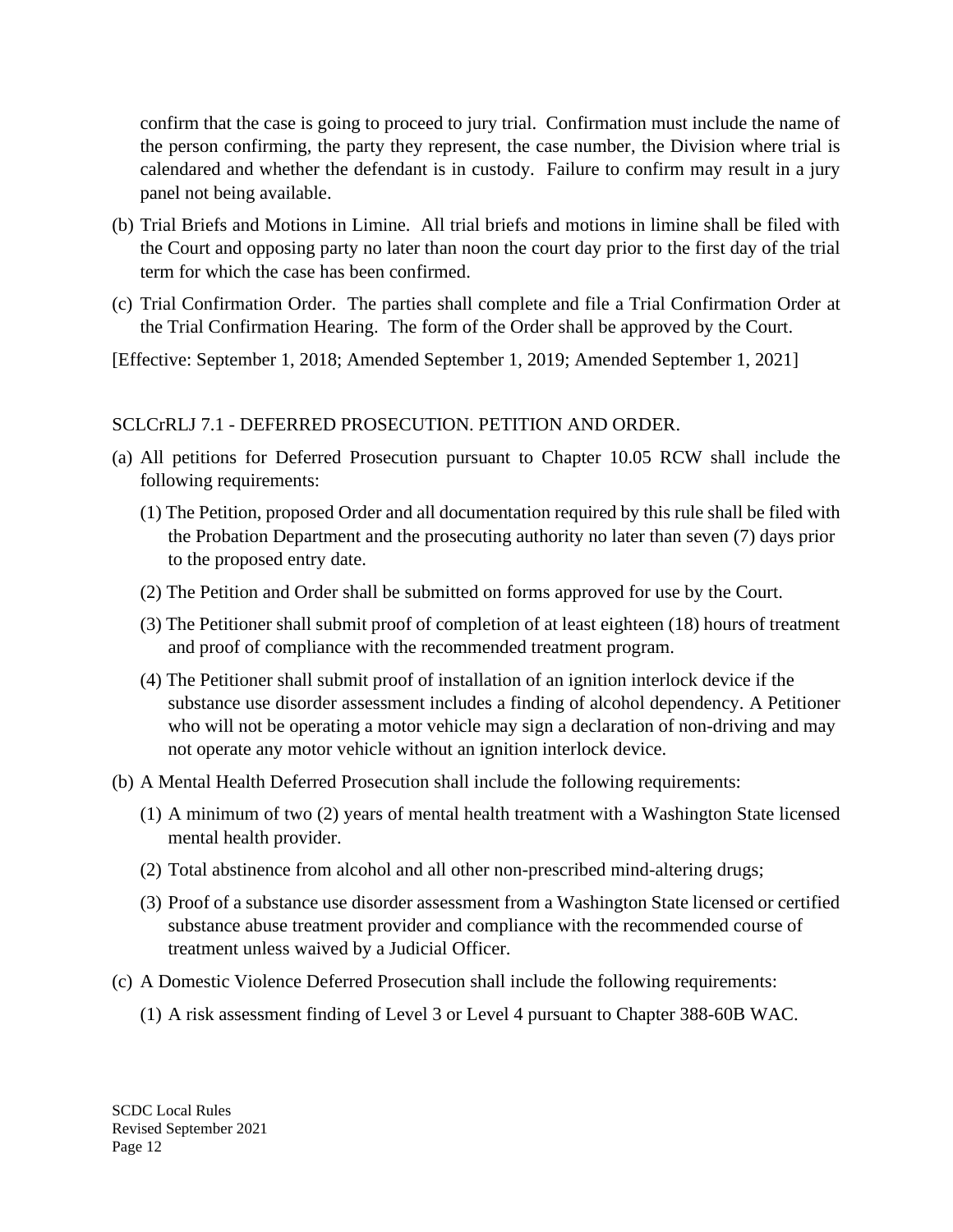confirm that the case is going to proceed to jury trial. Confirmation must include the name of the person confirming, the party they represent, the case number, the Division where trial is calendared and whether the defendant is in custody. Failure to confirm may result in a jury panel not being available.

(b) Trial Briefs and Motions in Limine. All trial briefs and motions in limine shall be filed with the Court and opposing party no later than noon the court day prior to the first day of the trial term for which the case has been confirmed.

(c) Trial Confirmation Order. The parties shall complete and file a Trial Confirmation Order at the Trial Confirmation Hearing. The form of the Order shall be approved by the Court.

[Effective: September 1, 2018; Amended September 1, 2019; Amended September 1, 2021]

SCLCrRLJ 7.1 - DEFERRED PROSECUTION. PETITION AND ORDER.

(a) All petitions for Deferred Prosecution pursuant to Chapter 10.05 RCW shall include the following requirements:

  (1) The Petition, proposed Order and all documentation required by this rule shall be filed with the Probation Department and the prosecuting authority no later than seven (7) days prior to the proposed entry date.

  (2) The Petition and Order shall be submitted on forms approved for use by the Court.

  (3) The Petitioner shall submit proof of completion of at least eighteen (18) hours of treatment and proof of compliance with the recommended treatment program.

  (4) The Petitioner shall submit proof of installation of an ignition interlock device if the substance use disorder assessment includes a finding of alcohol dependency. A Petitioner who will not be operating a motor vehicle may sign a declaration of non-driving and may not operate any motor vehicle without an ignition interlock device.

(b) A Mental Health Deferred Prosecution shall include the following requirements:

  (1) A minimum of two (2) years of mental health treatment with a Washington State licensed mental health provider.

  (2) Total abstinence from alcohol and all other non-prescribed mind-altering drugs;

  (3) Proof of a substance use disorder assessment from a Washington State licensed or certified substance abuse treatment provider and compliance with the recommended course of treatment unless waived by a Judicial Officer.

(c) A Domestic Violence Deferred Prosecution shall include the following requirements:

  (1) A risk assessment finding of Level 3 or Level 4 pursuant to Chapter 388-60B WAC.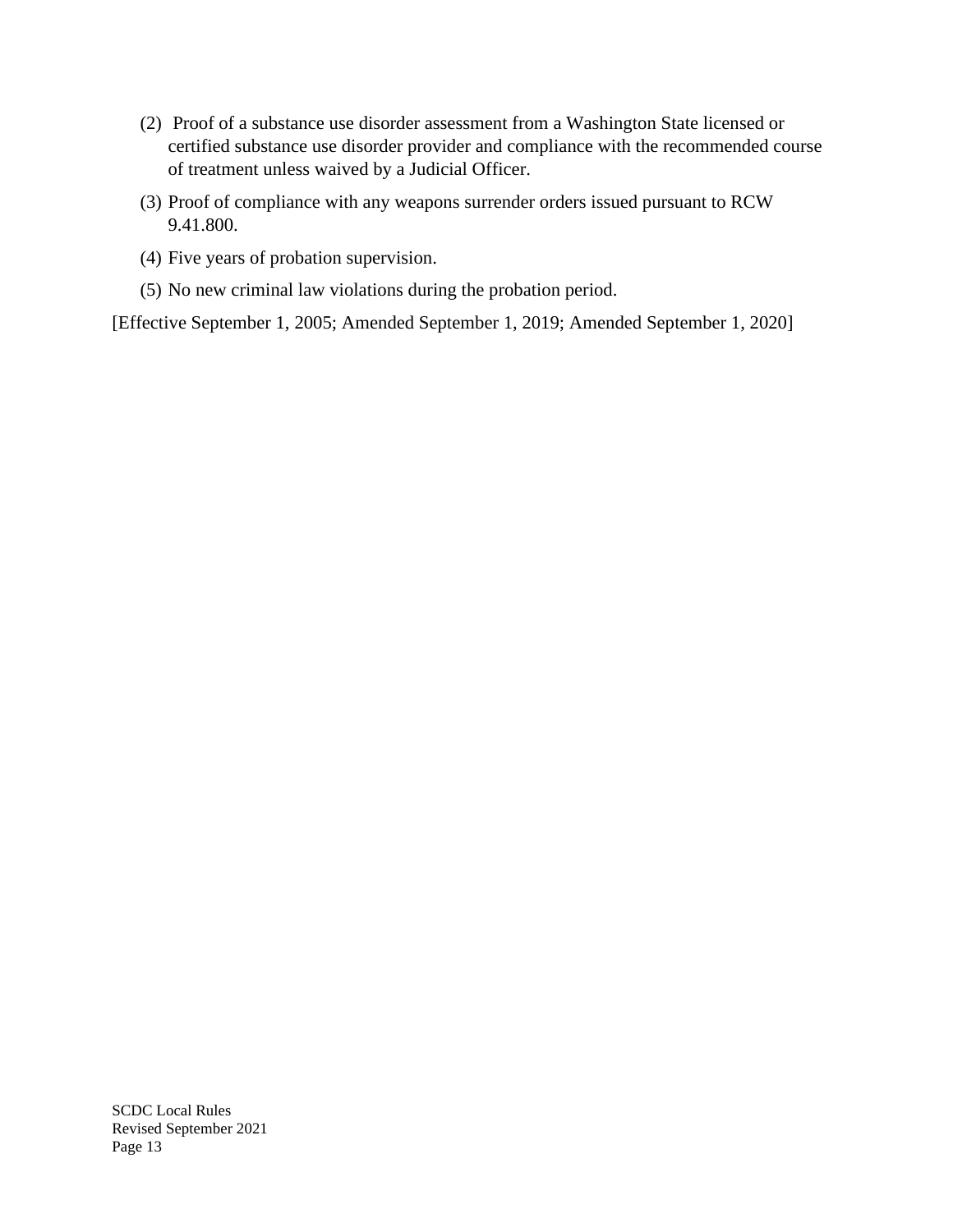(2) Proof of a substance use disorder assessment from a Washington State licensed or certified substance use disorder provider and compliance with the recommended course of treatment unless waived by a Judicial Officer.

(3) Proof of compliance with any weapons surrender orders issued pursuant to RCW 9.41.800.

(4) Five years of probation supervision.

(5) No new criminal law violations during the probation period.

[Effective September 1, 2005; Amended September 1, 2019; Amended September 1, 2020]